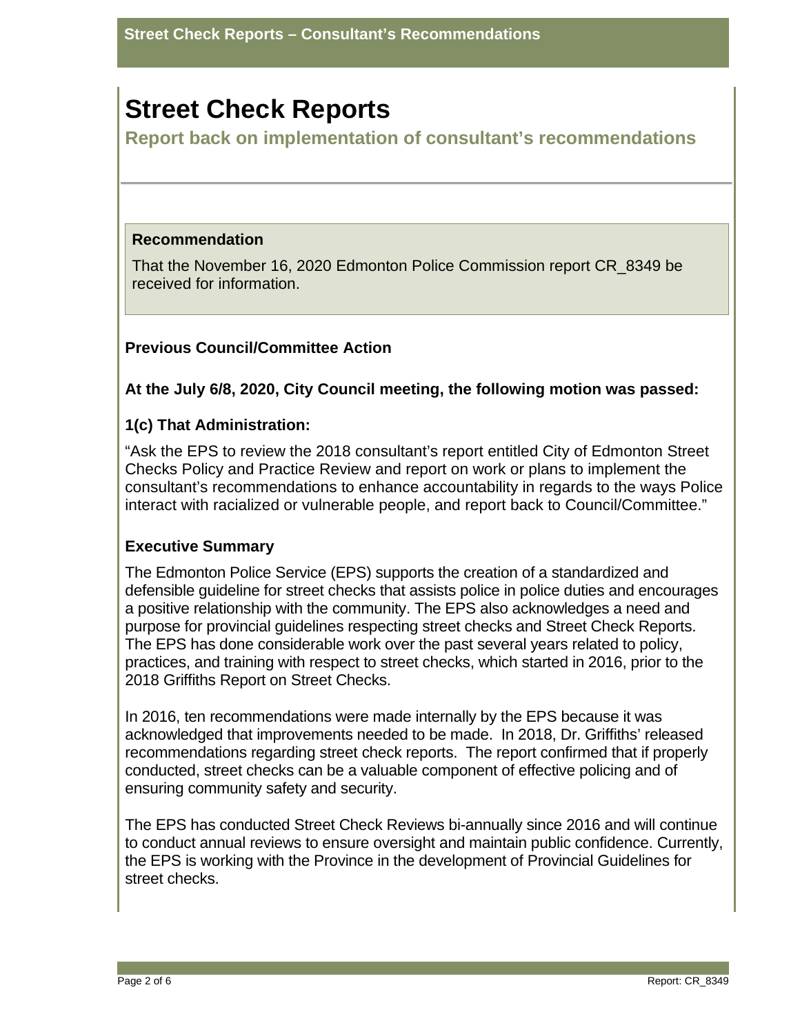# Street Check Reports

**Report back on implementation of consultant's recommendations**

### Recommendation

That the November 16, 2020 Edmonton Police Commission report CR_8349 be received for information.

### Previous Council/Committee Action

**At the July 6/8, 2020, City Council meeting, the following motion was passed:**

**1(c) That Administration:**

"Ask the EPS to review the 2018 consultant's report entitled City of Edmonton Street Checks Policy and Practice Review and report on work or plans to implement the consultant's recommendations to enhance accountability in regards to the ways Police interact with racialized or vulnerable people, and report back to Council/Committee."

### Executive Summary

The Edmonton Police Service (EPS) supports the creation of a standardized and defensible guideline for street checks that assists police in police duties and encourages a positive relationship with the community. The EPS also acknowledges a need and purpose for provincial guidelines respecting street checks and Street Check Reports. The EPS has done considerable work over the past several years related to policy, practices, and training with respect to street checks, which started in 2016, prior to the 2018 Griffiths Report on Street Checks.

In 2016, ten recommendations were made internally by the EPS because it was acknowledged that improvements needed to be made. In 2018, Dr. Griffiths' released recommendations regarding street check reports. The report confirmed that if properly conducted, street checks can be a valuable component of effective policing and of ensuring community safety and security.

The EPS has conducted Street Check Reviews bi-annually since 2016 and will continue to conduct annual reviews to ensure oversight and maintain public confidence. Currently, the EPS is working with the Province in the development of Provincial Guidelines for street checks.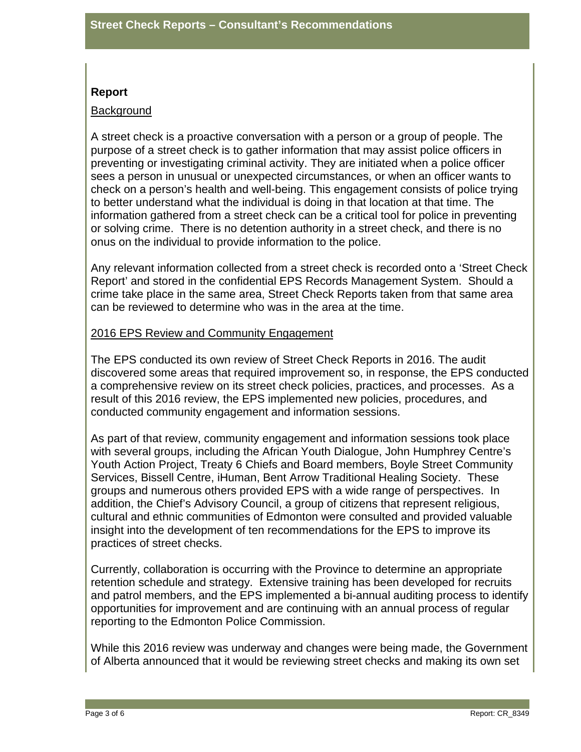## Report

Background

A street check is a proactive conversation with a person or a group of people. The purpose of a street check is to gather information that may assist police officers in preventing or investigating criminal activity. They are initiated when a police officer sees a person in unusual or unexpected circumstances, or when an officer wants to check on a person's health and well-being. This engagement consists of police trying to better understand what the individual is doing in that location at that time. The information gathered from a street check can be a critical tool for police in preventing or solving crime. There is no detention authority in a street check, and there is no onus on the individual to provide information to the police.

Any relevant information collected from a street check is recorded onto a 'Street Check Report' and stored in the confidential EPS Records Management System. Should a crime take place in the same area, Street Check Reports taken from that same area can be reviewed to determine who was in the area at the time.

2016 EPS Review and Community Engagement

The EPS conducted its own review of Street Check Reports in 2016. The audit discovered some areas that required improvement so, in response, the EPS conducted a comprehensive review on its street check policies, practices, and processes. As a result of this 2016 review, the EPS implemented new policies, procedures, and conducted community engagement and information sessions.

As part of that review, community engagement and information sessions took place with several groups, including the African Youth Dialogue, John Humphrey Centre's Youth Action Project, Treaty 6 Chiefs and Board members, Boyle Street Community Services, Bissell Centre, iHuman, Bent Arrow Traditional Healing Society. These groups and numerous others provided EPS with a wide range of perspectives. In addition, the Chief's Advisory Council, a group of citizens that represent religious, cultural and ethnic communities of Edmonton were consulted and provided valuable insight into the development of ten recommendations for the EPS to improve its practices of street checks.

Currently, collaboration is occurring with the Province to determine an appropriate retention schedule and strategy. Extensive training has been developed for recruits and patrol members, and the EPS implemented a bi-annual auditing process to identify opportunities for improvement and are continuing with an annual process of regular reporting to the Edmonton Police Commission.

While this 2016 review was underway and changes were being made, the Government of Alberta announced that it would be reviewing street checks and making its own set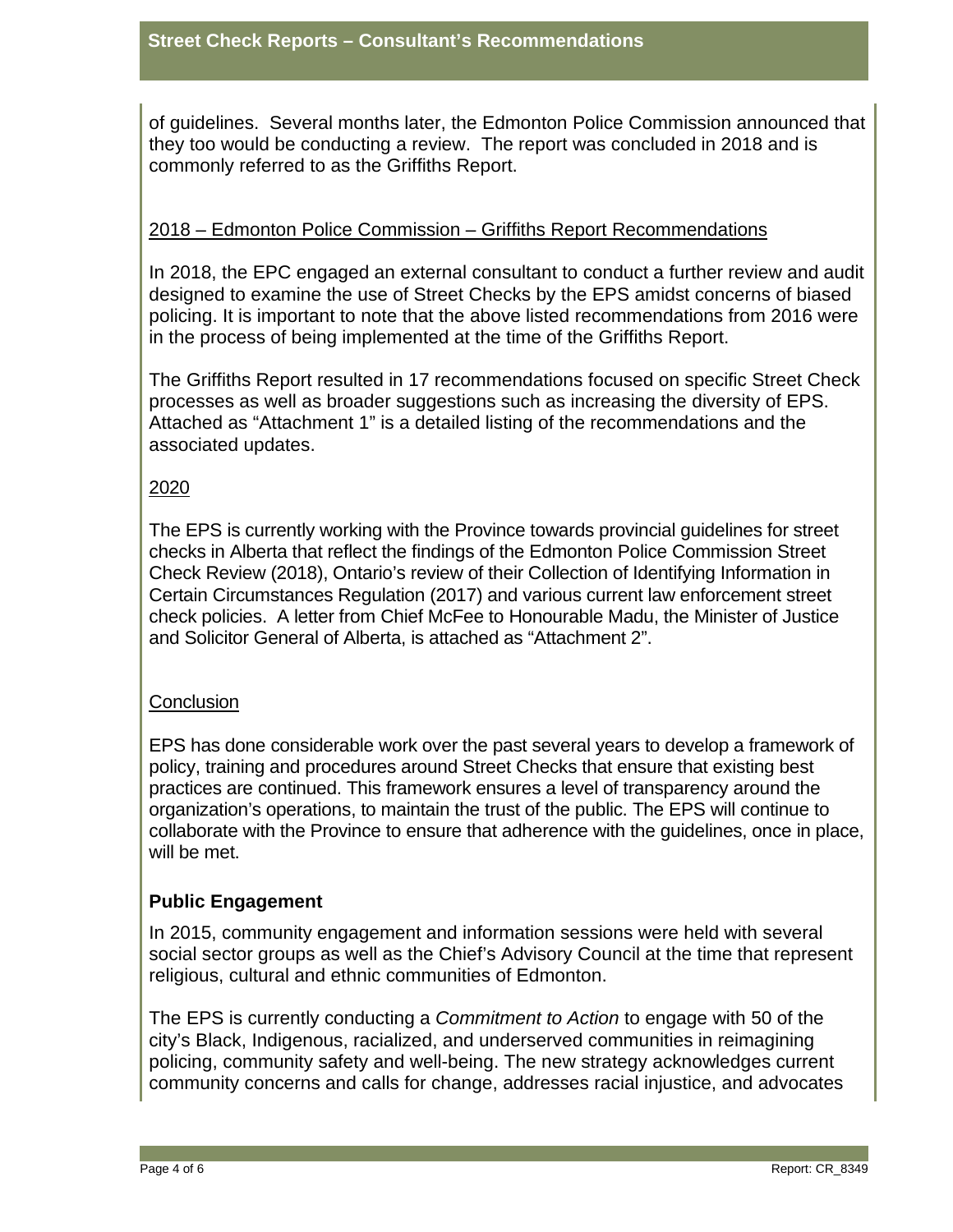of guidelines. Several months later, the Edmonton Police Commission announced that they too would be conducting a review. The report was concluded in 2018 and is commonly referred to as the Griffiths Report.

### 2018 – Edmonton Police Commission – Griffiths Report Recommendations

In 2018, the EPC engaged an external consultant to conduct a further review and audit designed to examine the use of Street Checks by the EPS amidst concerns of biased policing. It is important to note that the above listed recommendations from 2016 were in the process of being implemented at the time of the Griffiths Report.

The Griffiths Report resulted in 17 recommendations focused on specific Street Check processes as well as broader suggestions such as increasing the diversity of EPS. Attached as "Attachment 1" is a detailed listing of the recommendations and the associated updates.

### 2020

The EPS is currently working with the Province towards provincial guidelines for street checks in Alberta that reflect the findings of the Edmonton Police Commission Street Check Review (2018), Ontario's review of their Collection of Identifying Information in Certain Circumstances Regulation (2017) and various current law enforcement street check policies. A letter from Chief McFee to Honourable Madu, the Minister of Justice and Solicitor General of Alberta, is attached as "Attachment 2".

### Conclusion

EPS has done considerable work over the past several years to develop a framework of policy, training and procedures around Street Checks that ensure that existing best practices are continued. This framework ensures a level of transparency around the organization's operations, to maintain the trust of the public. The EPS will continue to collaborate with the Province to ensure that adherence with the guidelines, once in place, will be met.

## Public Engagement

In 2015, community engagement and information sessions were held with several social sector groups as well as the Chief's Advisory Council at the time that represent religious, cultural and ethnic communities of Edmonton.

The EPS is currently conducting a *Commitment to Action* to engage with 50 of the city's Black, Indigenous, racialized, and underserved communities in reimagining policing, community safety and well-being. The new strategy acknowledges current community concerns and calls for change, addresses racial injustice, and advocates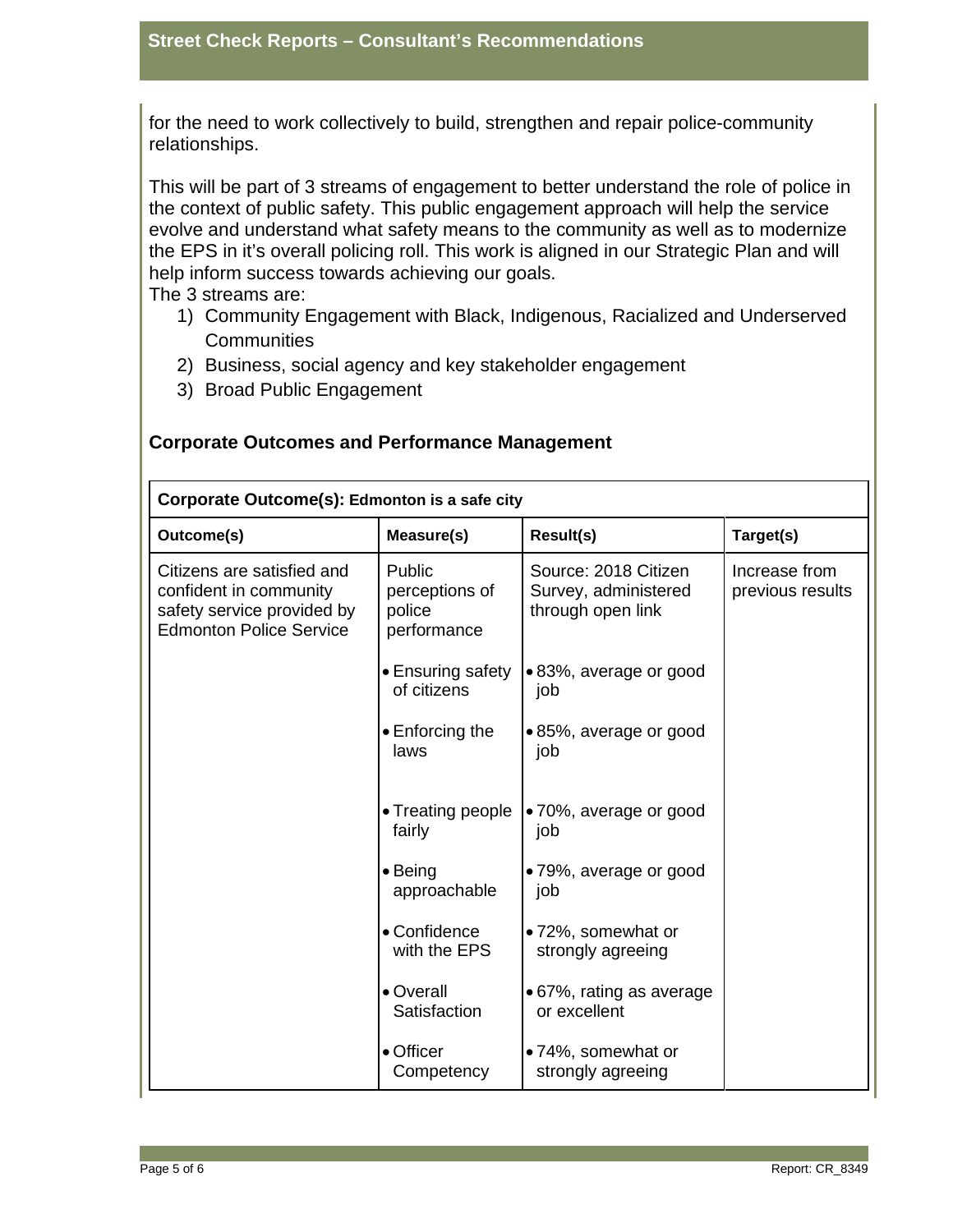for the need to work collectively to build, strengthen and repair police-community relationships.

This will be part of 3 streams of engagement to better understand the role of police in the context of public safety. This public engagement approach will help the service evolve and understand what safety means to the community as well as to modernize the EPS in it's overall policing roll. This work is aligned in our Strategic Plan and will help inform success towards achieving our goals.
The 3 streams are:

1) Community Engagement with Black, Indigenous, Racialized and Underserved Communities
2) Business, social agency and key stakeholder engagement
3) Broad Public Engagement

### Corporate Outcomes and Performance Management

| **Corporate Outcome(s): Edmonton is a safe city** | | | |
|---|---|---|---|
| **Outcome(s)** | **Measure(s)** | **Result(s)** | **Target(s)** |
| Citizens are satisfied and confident in community safety service provided by Edmonton Police Service | Public perceptions of police performance | Source: 2018 Citizen Survey, administered through open link | Increase from previous results |
| | • Ensuring safety of citizens | • 83%, average or good job | |
| | • Enforcing the laws | • 85%, average or good job | |
| | • Treating people fairly | • 70%, average or good job | |
| | • Being approachable | • 79%, average or good job | |
| | • Confidence with the EPS | • 72%, somewhat or strongly agreeing | |
| | • Overall Satisfaction | • 67%, rating as average or excellent | |
| | • Officer Competency | • 74%, somewhat or strongly agreeing | |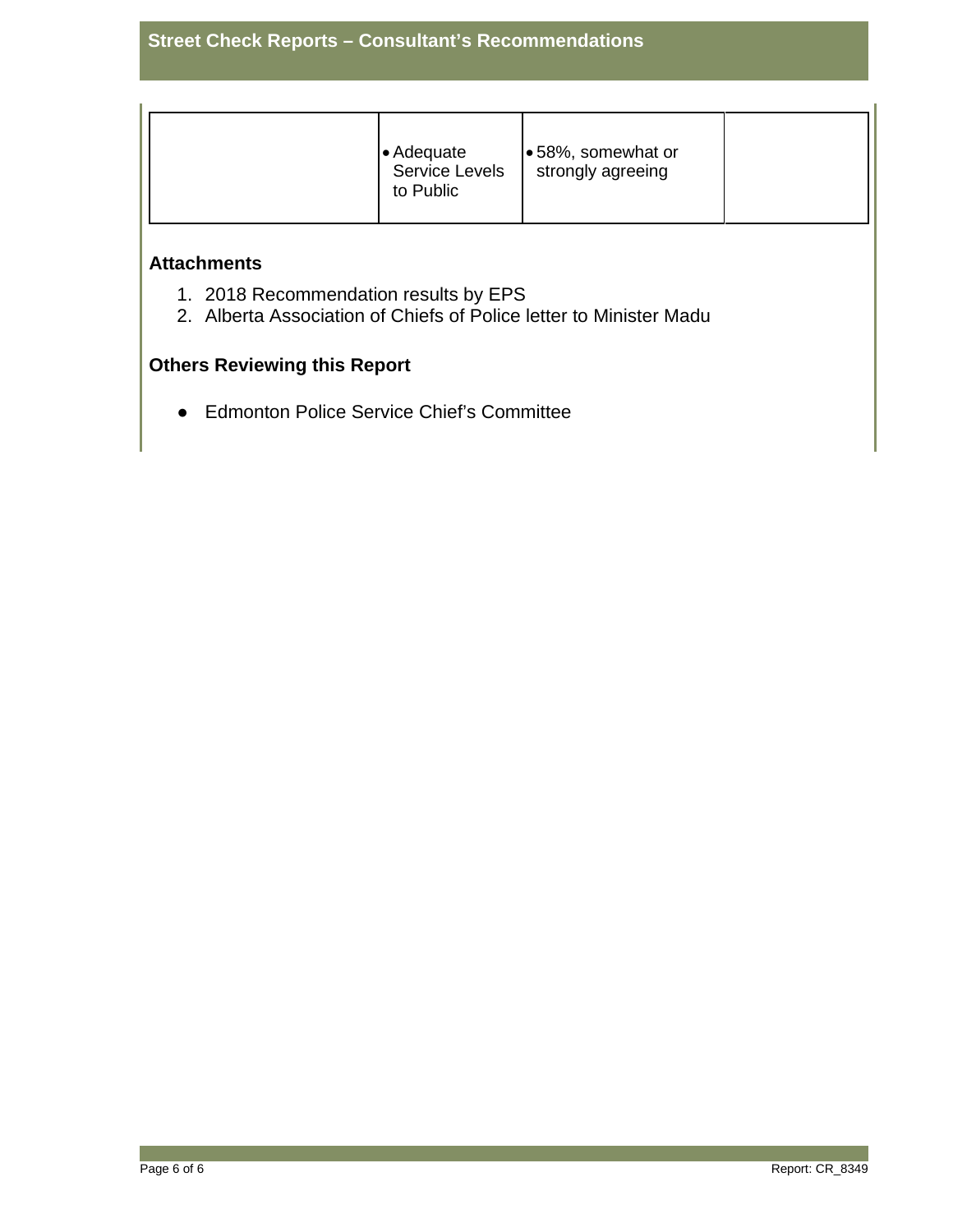| | | | |
|---|---|---|---|
| | • Adequate Service Levels to Public | • 58%, somewhat or strongly agreeing | |

## Attachments

1. 2018 Recommendation results by EPS
2. Alberta Association of Chiefs of Police letter to Minister Madu

## Others Reviewing this Report

- Edmonton Police Service Chief's Committee